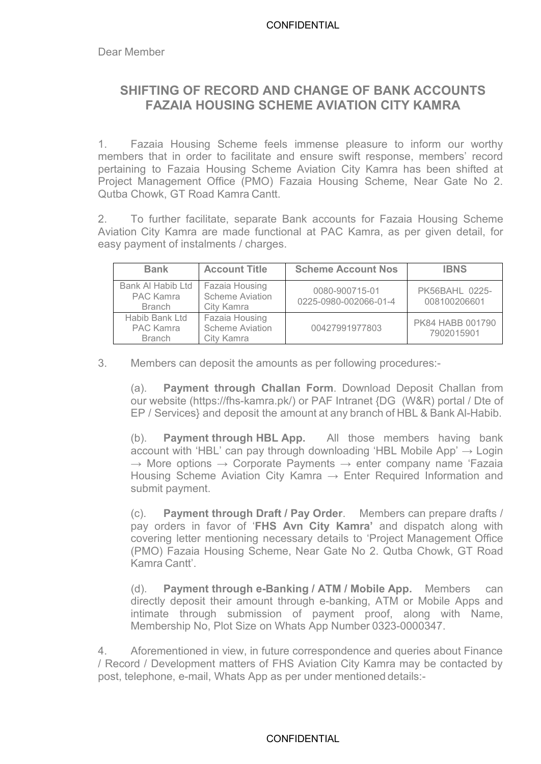Dear Member

## SHIFTING OF RECORD AND CHANGE OF BANK ACCOUNTS FAZAIA HOUSING SCHEME AVIATION CITY KAMRA

1. Fazaia Housing Scheme feels immense pleasure to inform our worthy members that in order to facilitate and ensure swift response, members' record pertaining to Fazaia Housing Scheme Aviation City Kamra has been shifted at Project Management Office (PMO) Fazaia Housing Scheme, Near Gate No 2. Qutba Chowk, GT Road Kamra Cantt.

2. To further facilitate, separate Bank accounts for Fazaia Housing Scheme Aviation City Kamra are made functional at PAC Kamra, as per given detail, for easy payment of instalments / charges.

| Bank | Account Title | Scheme Account Nos | IBNS |
|---|---|---|---|
| Bank Al Habib Ltd PAC Kamra Branch | Fazaia Housing Scheme Aviation City Kamra | 0080-900715-01 0225-0980-002066-01-4 | PK56BAHL 0225-008100206601 |
| Habib Bank Ltd PAC Kamra Branch | Fazaia Housing Scheme Aviation City Kamra | 00427991977803 | PK84 HABB 001790 7902015901 |

3. Members can deposit the amounts as per following procedures:-

(a). **Payment through Challan Form**. Download Deposit Challan from our website (https://fhs-kamra.pk/) or PAF Intranet {DG (W&R) portal / Dte of EP / Services} and deposit the amount at any branch of HBL & Bank Al-Habib.

(b). **Payment through HBL App.** All those members having bank account with 'HBL' can pay through downloading 'HBL Mobile App' → Login → More options → Corporate Payments → enter company name 'Fazaia Housing Scheme Aviation City Kamra → Enter Required Information and submit payment.

(c). **Payment through Draft / Pay Order**. Members can prepare drafts / pay orders in favor of '**FHS Avn City Kamra'** and dispatch along with covering letter mentioning necessary details to 'Project Management Office (PMO) Fazaia Housing Scheme, Near Gate No 2. Qutba Chowk, GT Road Kamra Cantt'.

(d). **Payment through e-Banking / ATM / Mobile App.** Members can directly deposit their amount through e-banking, ATM or Mobile Apps and intimate through submission of payment proof, along with Name, Membership No, Plot Size on Whats App Number 0323-0000347.

4. Aforementioned in view, in future correspondence and queries about Finance / Record / Development matters of FHS Aviation City Kamra may be contacted by post, telephone, e-mail, Whats App as per under mentioned details:-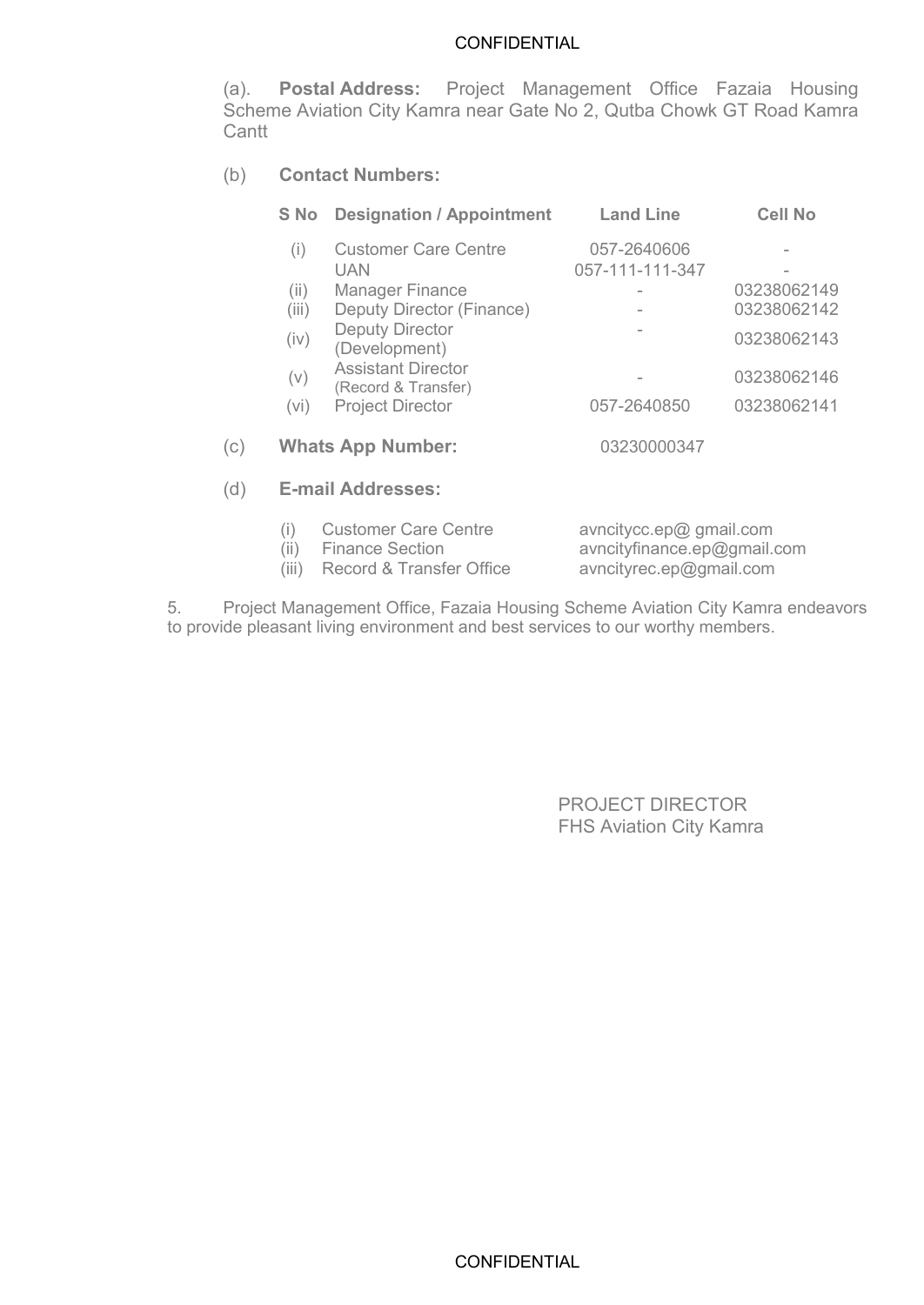(a). **Postal Address:** Project Management Office Fazaia Housing Scheme Aviation City Kamra near Gate No 2, Qutba Chowk GT Road Kamra Cantt

(b) **Contact Numbers:**

| S No | Designation / Appointment | Land Line | Cell No |
|---|---|---|---|
| (i) | Customer Care Centre | 057-2640606 | - |
| | UAN | 057-111-111-347 | - |
| (ii) | Manager Finance | - | 03238062149 |
| (iii) | Deputy Director (Finance) | - | 03238062142 |
| (iv) | Deputy Director (Development) | - | 03238062143 |
| (v) | Assistant Director (Record & Transfer) | - | 03238062146 |
| (vi) | Project Director | 057-2640850 | 03238062141 |

(c) **Whats App Number:** 03230000347

(d) **E-mail Addresses:**

| | | |
|---|---|---|
| (i) | Customer Care Centre | avncitycc.ep@ gmail.com |
| (ii) | Finance Section | avncityfinance.ep@gmail.com |
| (iii) | Record & Transfer Office | avncityrec.ep@gmail.com |

5. Project Management Office, Fazaia Housing Scheme Aviation City Kamra endeavors to provide pleasant living environment and best services to our worthy members.

PROJECT DIRECTOR
FHS Aviation City Kamra